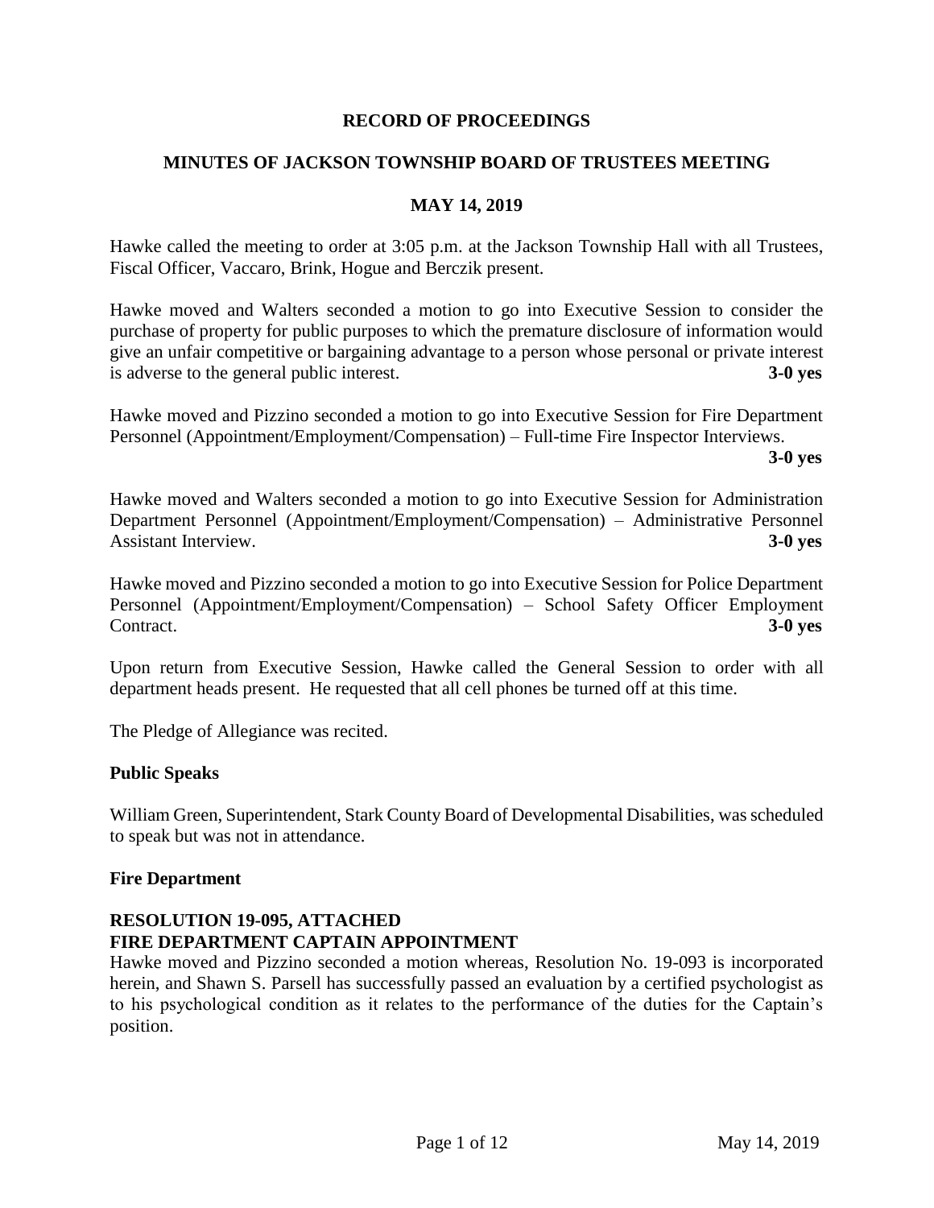**RECORD OF PROCEEDINGS**

**MINUTES OF JACKSON TOWNSHIP BOARD OF TRUSTEES MEETING**

**MAY 14, 2019**

Hawke called the meeting to order at 3:05 p.m. at the Jackson Township Hall with all Trustees, Fiscal Officer, Vaccaro, Brink, Hogue and Berczik present.

Hawke moved and Walters seconded a motion to go into Executive Session to consider the purchase of property for public purposes to which the premature disclosure of information would give an unfair competitive or bargaining advantage to a person whose personal or private interest is adverse to the general public interest. **3-0 yes**

Hawke moved and Pizzino seconded a motion to go into Executive Session for Fire Department Personnel (Appointment/Employment/Compensation) – Full-time Fire Inspector Interviews. **3-0 yes**

Hawke moved and Walters seconded a motion to go into Executive Session for Administration Department Personnel (Appointment/Employment/Compensation) – Administrative Personnel Assistant Interview. **3-0 yes**

Hawke moved and Pizzino seconded a motion to go into Executive Session for Police Department Personnel (Appointment/Employment/Compensation) – School Safety Officer Employment Contract. **3-0 yes**

Upon return from Executive Session, Hawke called the General Session to order with all department heads present. He requested that all cell phones be turned off at this time.

The Pledge of Allegiance was recited.

**Public Speaks**

William Green, Superintendent, Stark County Board of Developmental Disabilities, was scheduled to speak but was not in attendance.

**Fire Department**

**RESOLUTION 19-095, ATTACHED**
**FIRE DEPARTMENT CAPTAIN APPOINTMENT**

Hawke moved and Pizzino seconded a motion whereas, Resolution No. 19-093 is incorporated herein, and Shawn S. Parsell has successfully passed an evaluation by a certified psychologist as to his psychological condition as it relates to the performance of the duties for the Captain's position.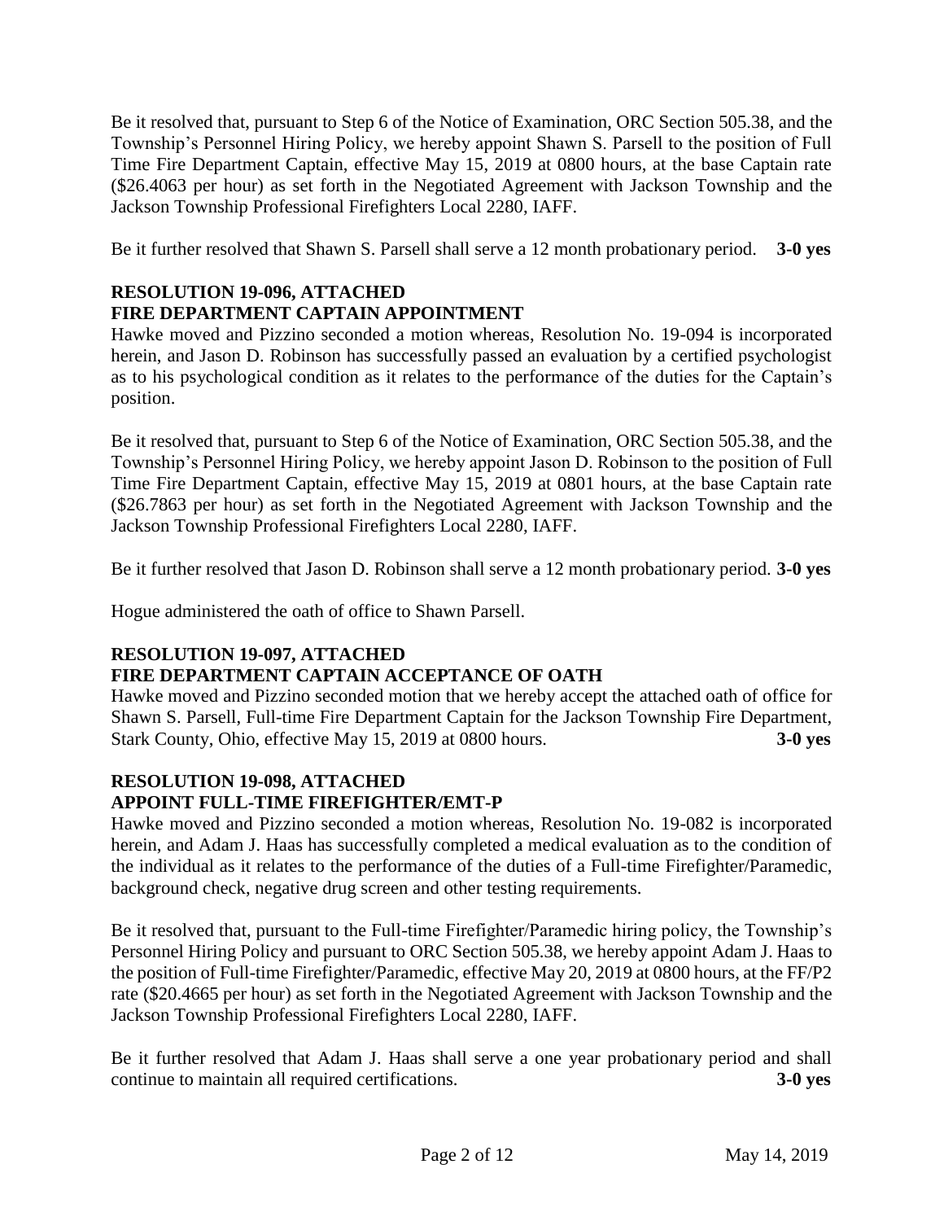Be it resolved that, pursuant to Step 6 of the Notice of Examination, ORC Section 505.38, and the Township's Personnel Hiring Policy, we hereby appoint Shawn S. Parsell to the position of Full Time Fire Department Captain, effective May 15, 2019 at 0800 hours, at the base Captain rate ($26.4063 per hour) as set forth in the Negotiated Agreement with Jackson Township and the Jackson Township Professional Firefighters Local 2280, IAFF.

Be it further resolved that Shawn S. Parsell shall serve a 12 month probationary period. **3-0 yes**

**RESOLUTION 19-096, ATTACHED**
**FIRE DEPARTMENT CAPTAIN APPOINTMENT**

Hawke moved and Pizzino seconded a motion whereas, Resolution No. 19-094 is incorporated herein, and Jason D. Robinson has successfully passed an evaluation by a certified psychologist as to his psychological condition as it relates to the performance of the duties for the Captain's position.

Be it resolved that, pursuant to Step 6 of the Notice of Examination, ORC Section 505.38, and the Township's Personnel Hiring Policy, we hereby appoint Jason D. Robinson to the position of Full Time Fire Department Captain, effective May 15, 2019 at 0801 hours, at the base Captain rate ($26.7863 per hour) as set forth in the Negotiated Agreement with Jackson Township and the Jackson Township Professional Firefighters Local 2280, IAFF.

Be it further resolved that Jason D. Robinson shall serve a 12 month probationary period. **3-0 yes**

Hogue administered the oath of office to Shawn Parsell.

**RESOLUTION 19-097, ATTACHED**
**FIRE DEPARTMENT CAPTAIN ACCEPTANCE OF OATH**

Hawke moved and Pizzino seconded motion that we hereby accept the attached oath of office for Shawn S. Parsell, Full-time Fire Department Captain for the Jackson Township Fire Department, Stark County, Ohio, effective May 15, 2019 at 0800 hours. **3-0 yes**

**RESOLUTION 19-098, ATTACHED**
**APPOINT FULL-TIME FIREFIGHTER/EMT-P**

Hawke moved and Pizzino seconded a motion whereas, Resolution No. 19-082 is incorporated herein, and Adam J. Haas has successfully completed a medical evaluation as to the condition of the individual as it relates to the performance of the duties of a Full-time Firefighter/Paramedic, background check, negative drug screen and other testing requirements.

Be it resolved that, pursuant to the Full-time Firefighter/Paramedic hiring policy, the Township's Personnel Hiring Policy and pursuant to ORC Section 505.38, we hereby appoint Adam J. Haas to the position of Full-time Firefighter/Paramedic, effective May 20, 2019 at 0800 hours, at the FF/P2 rate ($20.4665 per hour) as set forth in the Negotiated Agreement with Jackson Township and the Jackson Township Professional Firefighters Local 2280, IAFF.

Be it further resolved that Adam J. Haas shall serve a one year probationary period and shall continue to maintain all required certifications. **3-0 yes**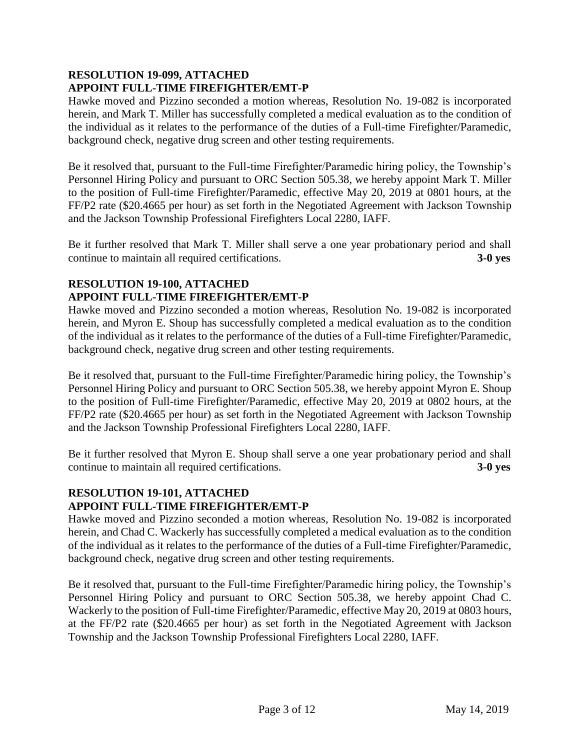**RESOLUTION 19-099, ATTACHED**
**APPOINT FULL-TIME FIREFIGHTER/EMT-P**

Hawke moved and Pizzino seconded a motion whereas, Resolution No. 19-082 is incorporated herein, and Mark T. Miller has successfully completed a medical evaluation as to the condition of the individual as it relates to the performance of the duties of a Full-time Firefighter/Paramedic, background check, negative drug screen and other testing requirements.

Be it resolved that, pursuant to the Full-time Firefighter/Paramedic hiring policy, the Township's Personnel Hiring Policy and pursuant to ORC Section 505.38, we hereby appoint Mark T. Miller to the position of Full-time Firefighter/Paramedic, effective May 20, 2019 at 0801 hours, at the FF/P2 rate ($20.4665 per hour) as set forth in the Negotiated Agreement with Jackson Township and the Jackson Township Professional Firefighters Local 2280, IAFF.

Be it further resolved that Mark T. Miller shall serve a one year probationary period and shall continue to maintain all required certifications. **3-0 yes**

**RESOLUTION 19-100, ATTACHED**
**APPOINT FULL-TIME FIREFIGHTER/EMT-P**

Hawke moved and Pizzino seconded a motion whereas, Resolution No. 19-082 is incorporated herein, and Myron E. Shoup has successfully completed a medical evaluation as to the condition of the individual as it relates to the performance of the duties of a Full-time Firefighter/Paramedic, background check, negative drug screen and other testing requirements.

Be it resolved that, pursuant to the Full-time Firefighter/Paramedic hiring policy, the Township's Personnel Hiring Policy and pursuant to ORC Section 505.38, we hereby appoint Myron E. Shoup to the position of Full-time Firefighter/Paramedic, effective May 20, 2019 at 0802 hours, at the FF/P2 rate ($20.4665 per hour) as set forth in the Negotiated Agreement with Jackson Township and the Jackson Township Professional Firefighters Local 2280, IAFF.

Be it further resolved that Myron E. Shoup shall serve a one year probationary period and shall continue to maintain all required certifications. **3-0 yes**

**RESOLUTION 19-101, ATTACHED**
**APPOINT FULL-TIME FIREFIGHTER/EMT-P**

Hawke moved and Pizzino seconded a motion whereas, Resolution No. 19-082 is incorporated herein, and Chad C. Wackerly has successfully completed a medical evaluation as to the condition of the individual as it relates to the performance of the duties of a Full-time Firefighter/Paramedic, background check, negative drug screen and other testing requirements.

Be it resolved that, pursuant to the Full-time Firefighter/Paramedic hiring policy, the Township's Personnel Hiring Policy and pursuant to ORC Section 505.38, we hereby appoint Chad C. Wackerly to the position of Full-time Firefighter/Paramedic, effective May 20, 2019 at 0803 hours, at the FF/P2 rate ($20.4665 per hour) as set forth in the Negotiated Agreement with Jackson Township and the Jackson Township Professional Firefighters Local 2280, IAFF.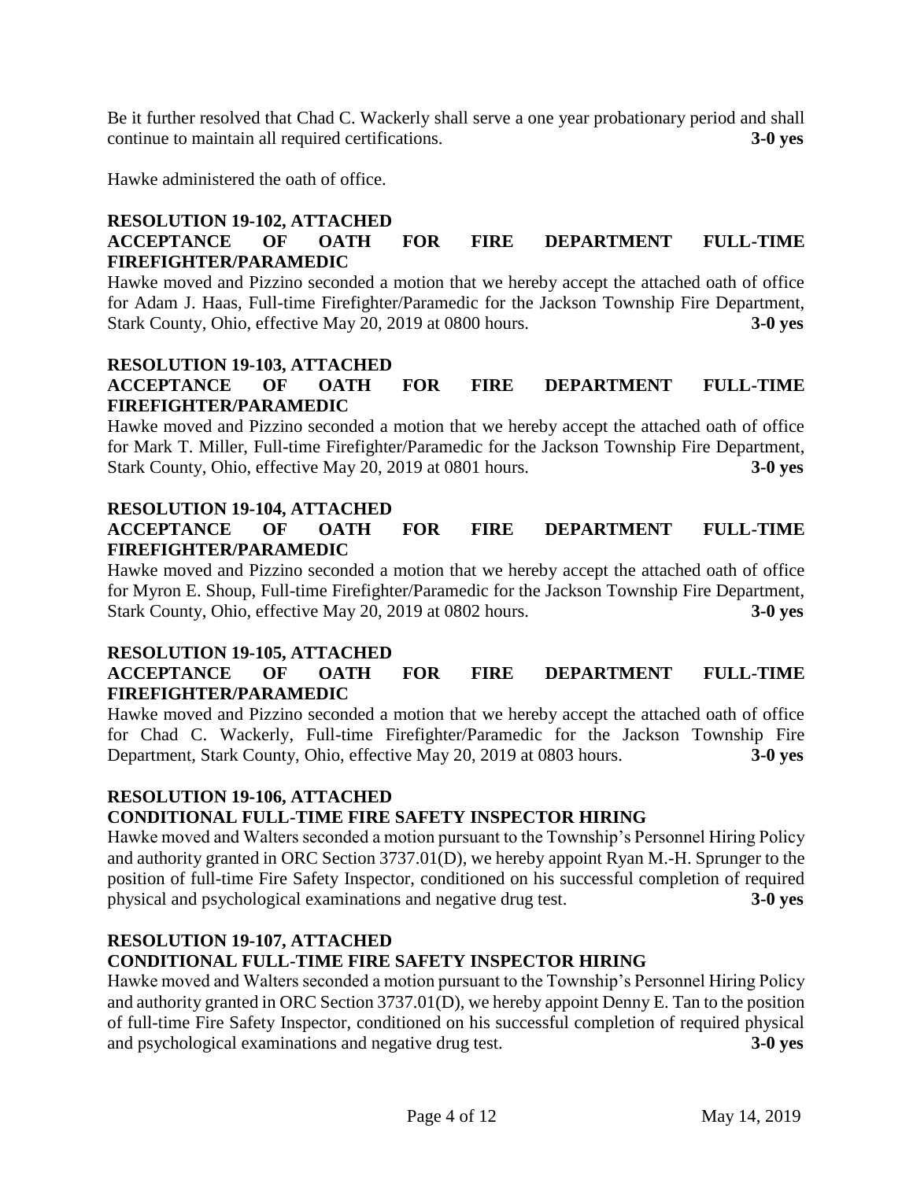Be it further resolved that Chad C. Wackerly shall serve a one year probationary period and shall continue to maintain all required certifications. **3-0 yes**

Hawke administered the oath of office.

**RESOLUTION 19-102, ATTACHED**
**ACCEPTANCE OF OATH FOR FIRE DEPARTMENT FULL-TIME FIREFIGHTER/PARAMEDIC**

Hawke moved and Pizzino seconded a motion that we hereby accept the attached oath of office for Adam J. Haas, Full-time Firefighter/Paramedic for the Jackson Township Fire Department, Stark County, Ohio, effective May 20, 2019 at 0800 hours. **3-0 yes**

**RESOLUTION 19-103, ATTACHED**
**ACCEPTANCE OF OATH FOR FIRE DEPARTMENT FULL-TIME FIREFIGHTER/PARAMEDIC**

Hawke moved and Pizzino seconded a motion that we hereby accept the attached oath of office for Mark T. Miller, Full-time Firefighter/Paramedic for the Jackson Township Fire Department, Stark County, Ohio, effective May 20, 2019 at 0801 hours. **3-0 yes**

**RESOLUTION 19-104, ATTACHED**
**ACCEPTANCE OF OATH FOR FIRE DEPARTMENT FULL-TIME FIREFIGHTER/PARAMEDIC**

Hawke moved and Pizzino seconded a motion that we hereby accept the attached oath of office for Myron E. Shoup, Full-time Firefighter/Paramedic for the Jackson Township Fire Department, Stark County, Ohio, effective May 20, 2019 at 0802 hours. **3-0 yes**

**RESOLUTION 19-105, ATTACHED**
**ACCEPTANCE OF OATH FOR FIRE DEPARTMENT FULL-TIME FIREFIGHTER/PARAMEDIC**

Hawke moved and Pizzino seconded a motion that we hereby accept the attached oath of office for Chad C. Wackerly, Full-time Firefighter/Paramedic for the Jackson Township Fire Department, Stark County, Ohio, effective May 20, 2019 at 0803 hours. **3-0 yes**

**RESOLUTION 19-106, ATTACHED**
**CONDITIONAL FULL-TIME FIRE SAFETY INSPECTOR HIRING**

Hawke moved and Walters seconded a motion pursuant to the Township's Personnel Hiring Policy and authority granted in ORC Section 3737.01(D), we hereby appoint Ryan M.-H. Sprunger to the position of full-time Fire Safety Inspector, conditioned on his successful completion of required physical and psychological examinations and negative drug test. **3-0 yes**

**RESOLUTION 19-107, ATTACHED**
**CONDITIONAL FULL-TIME FIRE SAFETY INSPECTOR HIRING**

Hawke moved and Walters seconded a motion pursuant to the Township's Personnel Hiring Policy and authority granted in ORC Section 3737.01(D), we hereby appoint Denny E. Tan to the position of full-time Fire Safety Inspector, conditioned on his successful completion of required physical and psychological examinations and negative drug test. **3-0 yes**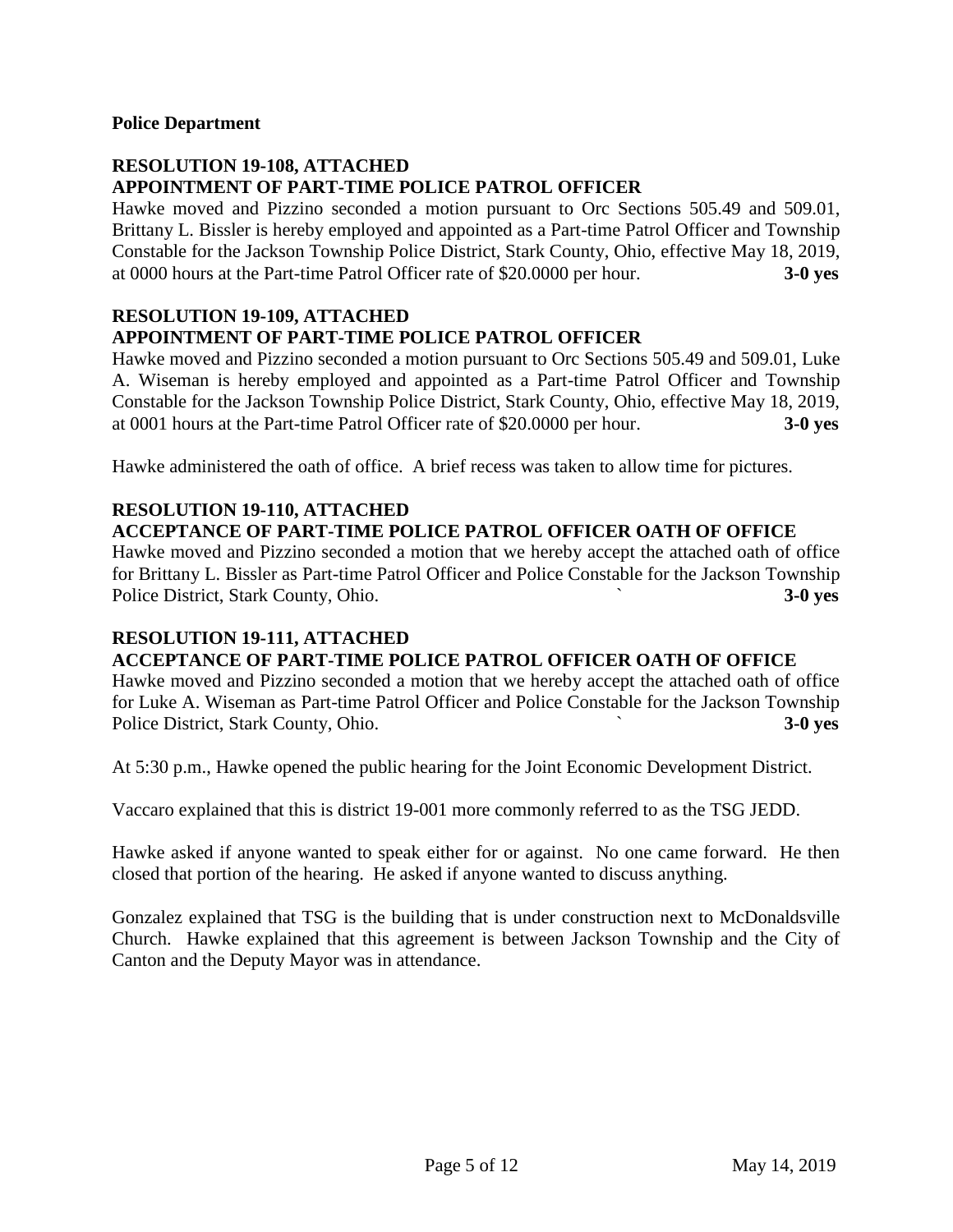**Police Department**

**RESOLUTION 19-108, ATTACHED**
**APPOINTMENT OF PART-TIME POLICE PATROL OFFICER**

Hawke moved and Pizzino seconded a motion pursuant to Orc Sections 505.49 and 509.01, Brittany L. Bissler is hereby employed and appointed as a Part-time Patrol Officer and Township Constable for the Jackson Township Police District, Stark County, Ohio, effective May 18, 2019, at 0000 hours at the Part-time Patrol Officer rate of $20.0000 per hour. **3-0 yes**

**RESOLUTION 19-109, ATTACHED**
**APPOINTMENT OF PART-TIME POLICE PATROL OFFICER**

Hawke moved and Pizzino seconded a motion pursuant to Orc Sections 505.49 and 509.01, Luke A. Wiseman is hereby employed and appointed as a Part-time Patrol Officer and Township Constable for the Jackson Township Police District, Stark County, Ohio, effective May 18, 2019, at 0001 hours at the Part-time Patrol Officer rate of $20.0000 per hour. **3-0 yes**

Hawke administered the oath of office. A brief recess was taken to allow time for pictures.

**RESOLUTION 19-110, ATTACHED**
**ACCEPTANCE OF PART-TIME POLICE PATROL OFFICER OATH OF OFFICE**

Hawke moved and Pizzino seconded a motion that we hereby accept the attached oath of office for Brittany L. Bissler as Part-time Patrol Officer and Police Constable for the Jackson Township Police District, Stark County, Ohio. ` **3-0 yes**

**RESOLUTION 19-111, ATTACHED**
**ACCEPTANCE OF PART-TIME POLICE PATROL OFFICER OATH OF OFFICE**

Hawke moved and Pizzino seconded a motion that we hereby accept the attached oath of office for Luke A. Wiseman as Part-time Patrol Officer and Police Constable for the Jackson Township Police District, Stark County, Ohio. ` **3-0 yes**

At 5:30 p.m., Hawke opened the public hearing for the Joint Economic Development District.

Vaccaro explained that this is district 19-001 more commonly referred to as the TSG JEDD.

Hawke asked if anyone wanted to speak either for or against. No one came forward. He then closed that portion of the hearing. He asked if anyone wanted to discuss anything.

Gonzalez explained that TSG is the building that is under construction next to McDonaldsville Church. Hawke explained that this agreement is between Jackson Township and the City of Canton and the Deputy Mayor was in attendance.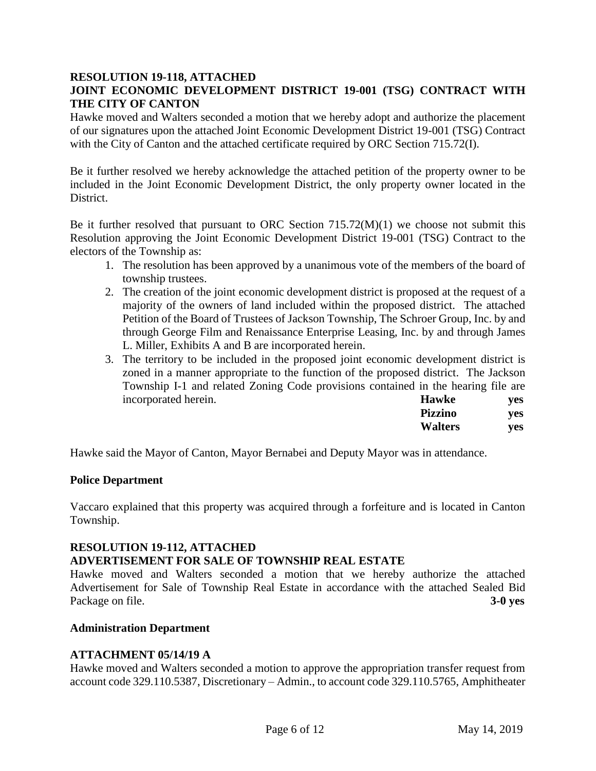**RESOLUTION 19-118, ATTACHED**
**JOINT ECONOMIC DEVELOPMENT DISTRICT 19-001 (TSG) CONTRACT WITH THE CITY OF CANTON**

Hawke moved and Walters seconded a motion that we hereby adopt and authorize the placement of our signatures upon the attached Joint Economic Development District 19-001 (TSG) Contract with the City of Canton and the attached certificate required by ORC Section 715.72(I).

Be it further resolved we hereby acknowledge the attached petition of the property owner to be included in the Joint Economic Development District, the only property owner located in the District.

Be it further resolved that pursuant to ORC Section 715.72(M)(1) we choose not submit this Resolution approving the Joint Economic Development District 19-001 (TSG) Contract to the electors of the Township as:

1. The resolution has been approved by a unanimous vote of the members of the board of township trustees.
2. The creation of the joint economic development district is proposed at the request of a majority of the owners of land included within the proposed district. The attached Petition of the Board of Trustees of Jackson Township, The Schroer Group, Inc. by and through George Film and Renaissance Enterprise Leasing, Inc. by and through James L. Miller, Exhibits A and B are incorporated herein.
3. The territory to be included in the proposed joint economic development district is zoned in a manner appropriate to the function of the proposed district. The Jackson Township I-1 and related Zoning Code provisions contained in the hearing file are incorporated herein.

| | |
|---|---|
| **Hawke** | **yes** |
| **Pizzino** | **yes** |
| **Walters** | **yes** |

Hawke said the Mayor of Canton, Mayor Bernabei and Deputy Mayor was in attendance.

**Police Department**

Vaccaro explained that this property was acquired through a forfeiture and is located in Canton Township.

**RESOLUTION 19-112, ATTACHED**
**ADVERTISEMENT FOR SALE OF TOWNSHIP REAL ESTATE**

Hawke moved and Walters seconded a motion that we hereby authorize the attached Advertisement for Sale of Township Real Estate in accordance with the attached Sealed Bid Package on file. **3-0 yes**

**Administration Department**

**ATTACHMENT 05/14/19 A**

Hawke moved and Walters seconded a motion to approve the appropriation transfer request from account code 329.110.5387, Discretionary – Admin., to account code 329.110.5765, Amphitheater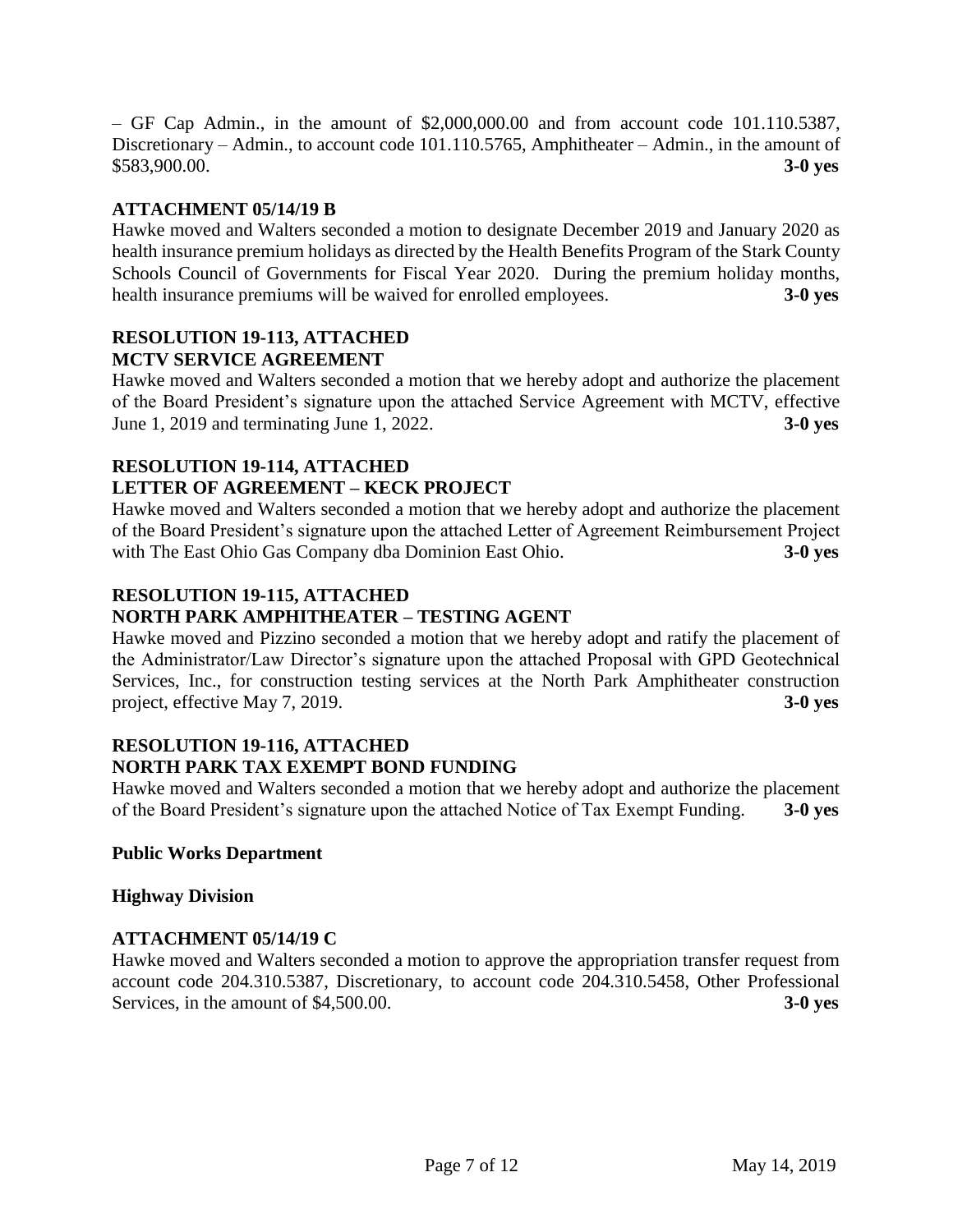– GF Cap Admin., in the amount of $2,000,000.00 and from account code 101.110.5387, Discretionary – Admin., to account code 101.110.5765, Amphitheater – Admin., in the amount of $583,900.00. **3-0 yes**

**ATTACHMENT 05/14/19 B**

Hawke moved and Walters seconded a motion to designate December 2019 and January 2020 as health insurance premium holidays as directed by the Health Benefits Program of the Stark County Schools Council of Governments for Fiscal Year 2020. During the premium holiday months, health insurance premiums will be waived for enrolled employees. **3-0 yes**

**RESOLUTION 19-113, ATTACHED**
**MCTV SERVICE AGREEMENT**

Hawke moved and Walters seconded a motion that we hereby adopt and authorize the placement of the Board President's signature upon the attached Service Agreement with MCTV, effective June 1, 2019 and terminating June 1, 2022. **3-0 yes**

**RESOLUTION 19-114, ATTACHED**
**LETTER OF AGREEMENT – KECK PROJECT**

Hawke moved and Walters seconded a motion that we hereby adopt and authorize the placement of the Board President's signature upon the attached Letter of Agreement Reimbursement Project with The East Ohio Gas Company dba Dominion East Ohio. **3-0 yes**

**RESOLUTION 19-115, ATTACHED**
**NORTH PARK AMPHITHEATER – TESTING AGENT**

Hawke moved and Pizzino seconded a motion that we hereby adopt and ratify the placement of the Administrator/Law Director's signature upon the attached Proposal with GPD Geotechnical Services, Inc., for construction testing services at the North Park Amphitheater construction project, effective May 7, 2019. **3-0 yes**

**RESOLUTION 19-116, ATTACHED**
**NORTH PARK TAX EXEMPT BOND FUNDING**

Hawke moved and Walters seconded a motion that we hereby adopt and authorize the placement of the Board President's signature upon the attached Notice of Tax Exempt Funding. **3-0 yes**

**Public Works Department**

**Highway Division**

**ATTACHMENT 05/14/19 C**

Hawke moved and Walters seconded a motion to approve the appropriation transfer request from account code 204.310.5387, Discretionary, to account code 204.310.5458, Other Professional Services, in the amount of $4,500.00. **3-0 yes**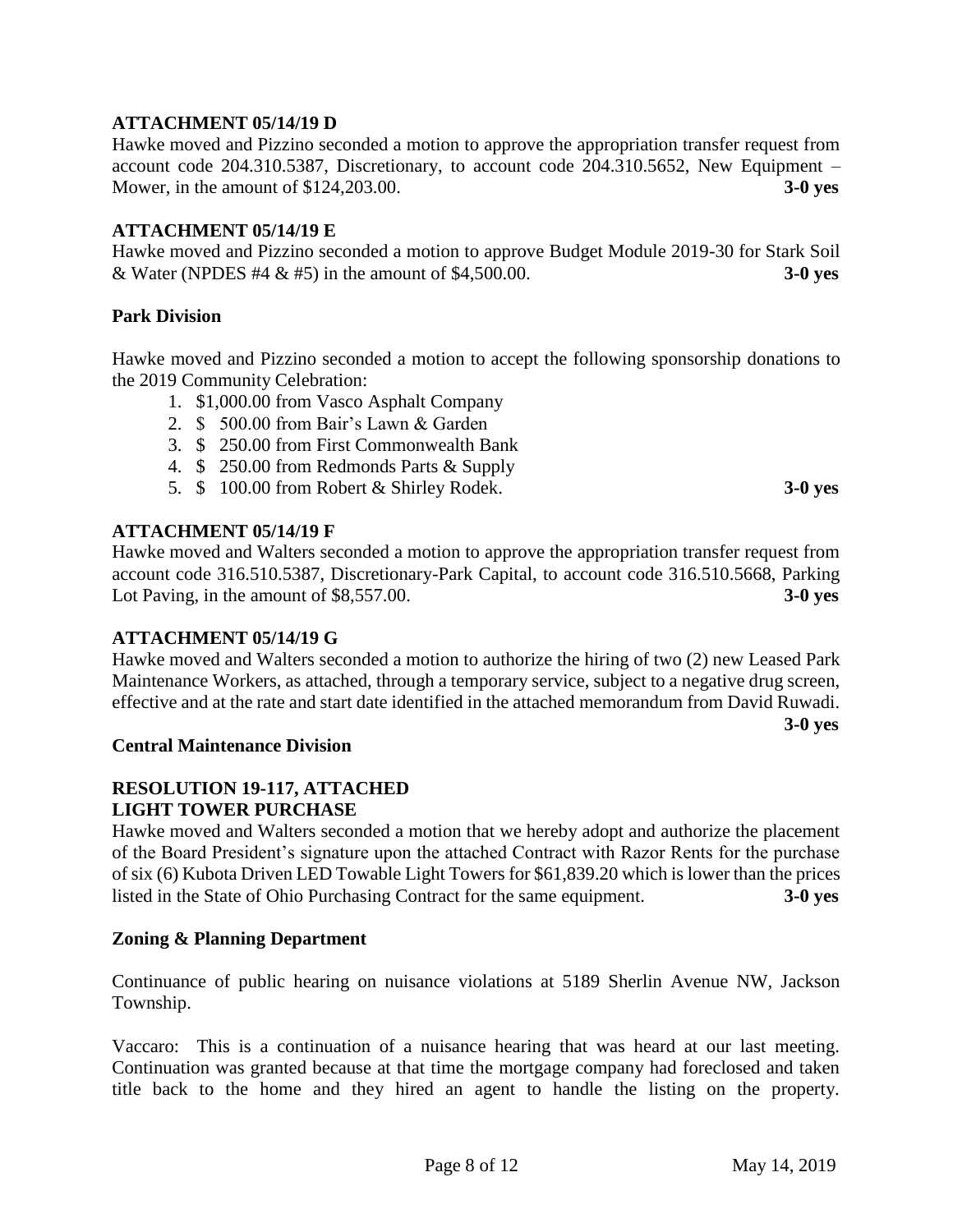**ATTACHMENT 05/14/19 D**

Hawke moved and Pizzino seconded a motion to approve the appropriation transfer request from account code 204.310.5387, Discretionary, to account code 204.310.5652, New Equipment – Mower, in the amount of $124,203.00. **3-0 yes**

**ATTACHMENT 05/14/19 E**

Hawke moved and Pizzino seconded a motion to approve Budget Module 2019-30 for Stark Soil & Water (NPDES #4 & #5) in the amount of $4,500.00. **3-0 yes**

**Park Division**

Hawke moved and Pizzino seconded a motion to accept the following sponsorship donations to the 2019 Community Celebration:

1. $1,000.00 from Vasco Asphalt Company
2. $ 500.00 from Bair's Lawn & Garden
3. $ 250.00 from First Commonwealth Bank
4. $ 250.00 from Redmonds Parts & Supply
5. $ 100.00 from Robert & Shirley Rodek. **3-0 yes**

**ATTACHMENT 05/14/19 F**

Hawke moved and Walters seconded a motion to approve the appropriation transfer request from account code 316.510.5387, Discretionary-Park Capital, to account code 316.510.5668, Parking Lot Paving, in the amount of $8,557.00. **3-0 yes**

**ATTACHMENT 05/14/19 G**

Hawke moved and Walters seconded a motion to authorize the hiring of two (2) new Leased Park Maintenance Workers, as attached, through a temporary service, subject to a negative drug screen, effective and at the rate and start date identified in the attached memorandum from David Ruwadi. **3-0 yes**

**Central Maintenance Division**

**RESOLUTION 19-117, ATTACHED**
**LIGHT TOWER PURCHASE**

Hawke moved and Walters seconded a motion that we hereby adopt and authorize the placement of the Board President's signature upon the attached Contract with Razor Rents for the purchase of six (6) Kubota Driven LED Towable Light Towers for $61,839.20 which is lower than the prices listed in the State of Ohio Purchasing Contract for the same equipment. **3-0 yes**

**Zoning & Planning Department**

Continuance of public hearing on nuisance violations at 5189 Sherlin Avenue NW, Jackson Township.

Vaccaro: This is a continuation of a nuisance hearing that was heard at our last meeting. Continuation was granted because at that time the mortgage company had foreclosed and taken title back to the home and they hired an agent to handle the listing on the property.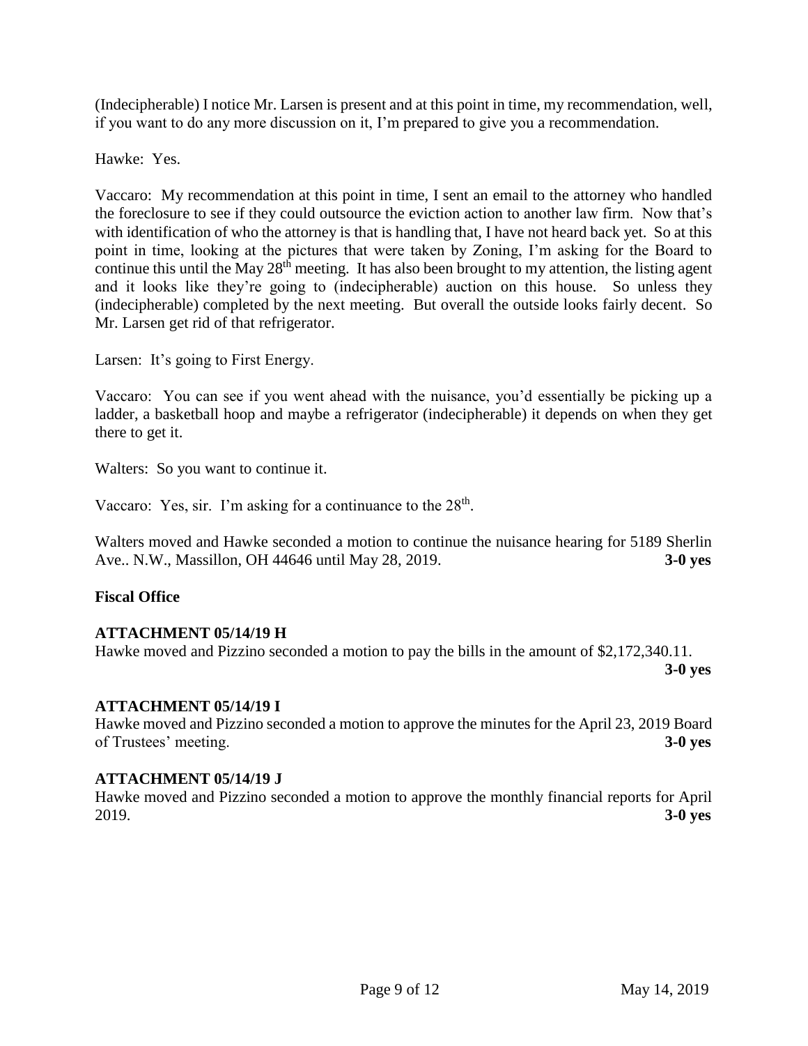(Indecipherable) I notice Mr. Larsen is present and at this point in time, my recommendation, well, if you want to do any more discussion on it, I'm prepared to give you a recommendation.

Hawke: Yes.

Vaccaro: My recommendation at this point in time, I sent an email to the attorney who handled the foreclosure to see if they could outsource the eviction action to another law firm. Now that's with identification of who the attorney is that is handling that, I have not heard back yet. So at this point in time, looking at the pictures that were taken by Zoning, I'm asking for the Board to continue this until the May 28th meeting. It has also been brought to my attention, the listing agent and it looks like they're going to (indecipherable) auction on this house. So unless they (indecipherable) completed by the next meeting. But overall the outside looks fairly decent. So Mr. Larsen get rid of that refrigerator.

Larsen: It's going to First Energy.

Vaccaro: You can see if you went ahead with the nuisance, you'd essentially be picking up a ladder, a basketball hoop and maybe a refrigerator (indecipherable) it depends on when they get there to get it.

Walters: So you want to continue it.

Vaccaro: Yes, sir. I'm asking for a continuance to the 28th.

Walters moved and Hawke seconded a motion to continue the nuisance hearing for 5189 Sherlin Ave.. N.W., Massillon, OH 44646 until May 28, 2019. **3-0 yes**

**Fiscal Office**

**ATTACHMENT 05/14/19 H**

Hawke moved and Pizzino seconded a motion to pay the bills in the amount of $2,172,340.11. **3-0 yes**

**ATTACHMENT 05/14/19 I**

Hawke moved and Pizzino seconded a motion to approve the minutes for the April 23, 2019 Board of Trustees' meeting. **3-0 yes**

**ATTACHMENT 05/14/19 J**

Hawke moved and Pizzino seconded a motion to approve the monthly financial reports for April 2019. **3-0 yes**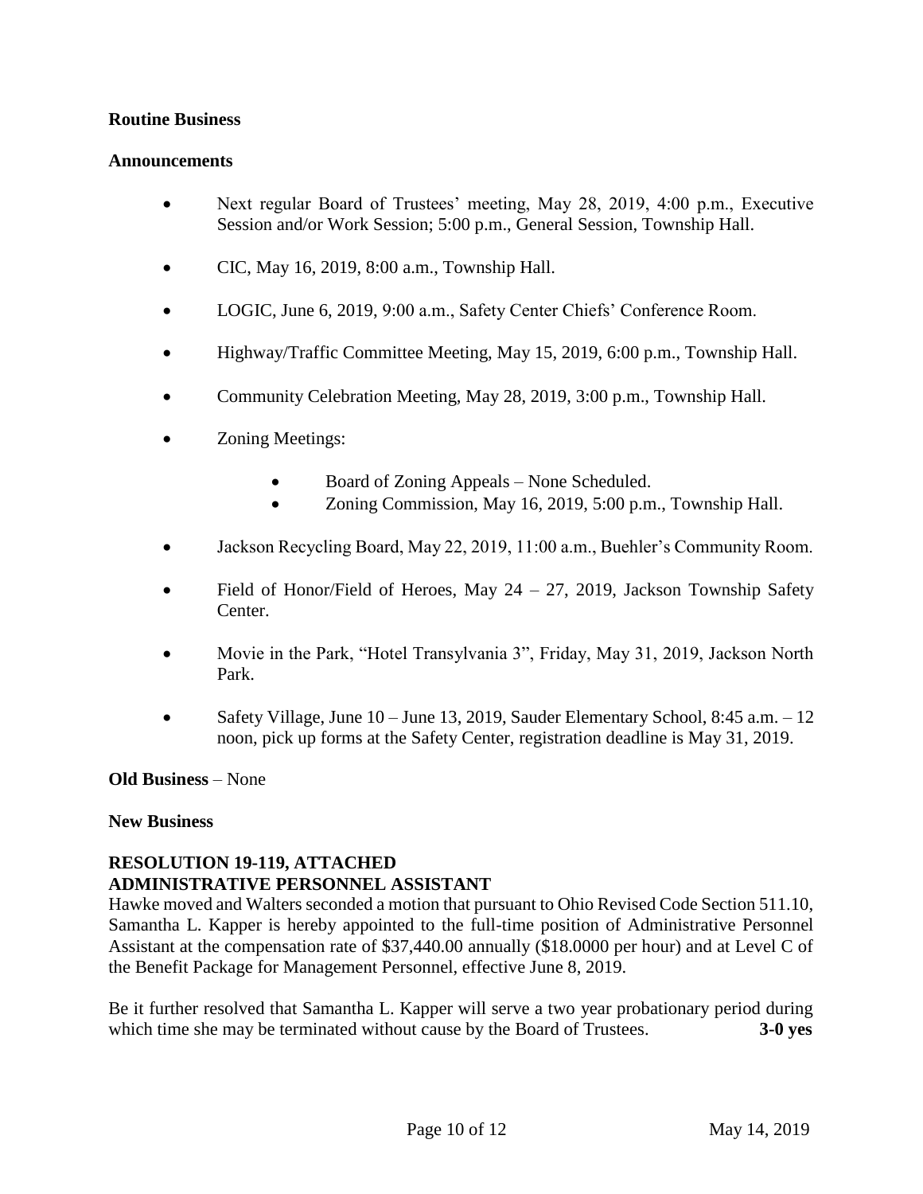**Routine Business**

**Announcements**

- Next regular Board of Trustees' meeting, May 28, 2019, 4:00 p.m., Executive Session and/or Work Session; 5:00 p.m., General Session, Township Hall.
- CIC, May 16, 2019, 8:00 a.m., Township Hall.
- LOGIC, June 6, 2019, 9:00 a.m., Safety Center Chiefs' Conference Room.
- Highway/Traffic Committee Meeting, May 15, 2019, 6:00 p.m., Township Hall.
- Community Celebration Meeting, May 28, 2019, 3:00 p.m., Township Hall.
- Zoning Meetings:
    - Board of Zoning Appeals – None Scheduled.
    - Zoning Commission, May 16, 2019, 5:00 p.m., Township Hall.
- Jackson Recycling Board, May 22, 2019, 11:00 a.m., Buehler's Community Room.
- Field of Honor/Field of Heroes, May 24 – 27, 2019, Jackson Township Safety Center.
- Movie in the Park, "Hotel Transylvania 3", Friday, May 31, 2019, Jackson North Park.
- Safety Village, June 10 – June 13, 2019, Sauder Elementary School, 8:45 a.m. – 12 noon, pick up forms at the Safety Center, registration deadline is May 31, 2019.

**Old Business** – None

**New Business**

**RESOLUTION 19-119, ATTACHED**
**ADMINISTRATIVE PERSONNEL ASSISTANT**

Hawke moved and Walters seconded a motion that pursuant to Ohio Revised Code Section 511.10, Samantha L. Kapper is hereby appointed to the full-time position of Administrative Personnel Assistant at the compensation rate of $37,440.00 annually ($18.0000 per hour) and at Level C of the Benefit Package for Management Personnel, effective June 8, 2019.

Be it further resolved that Samantha L. Kapper will serve a two year probationary period during which time she may be terminated without cause by the Board of Trustees. **3-0 yes**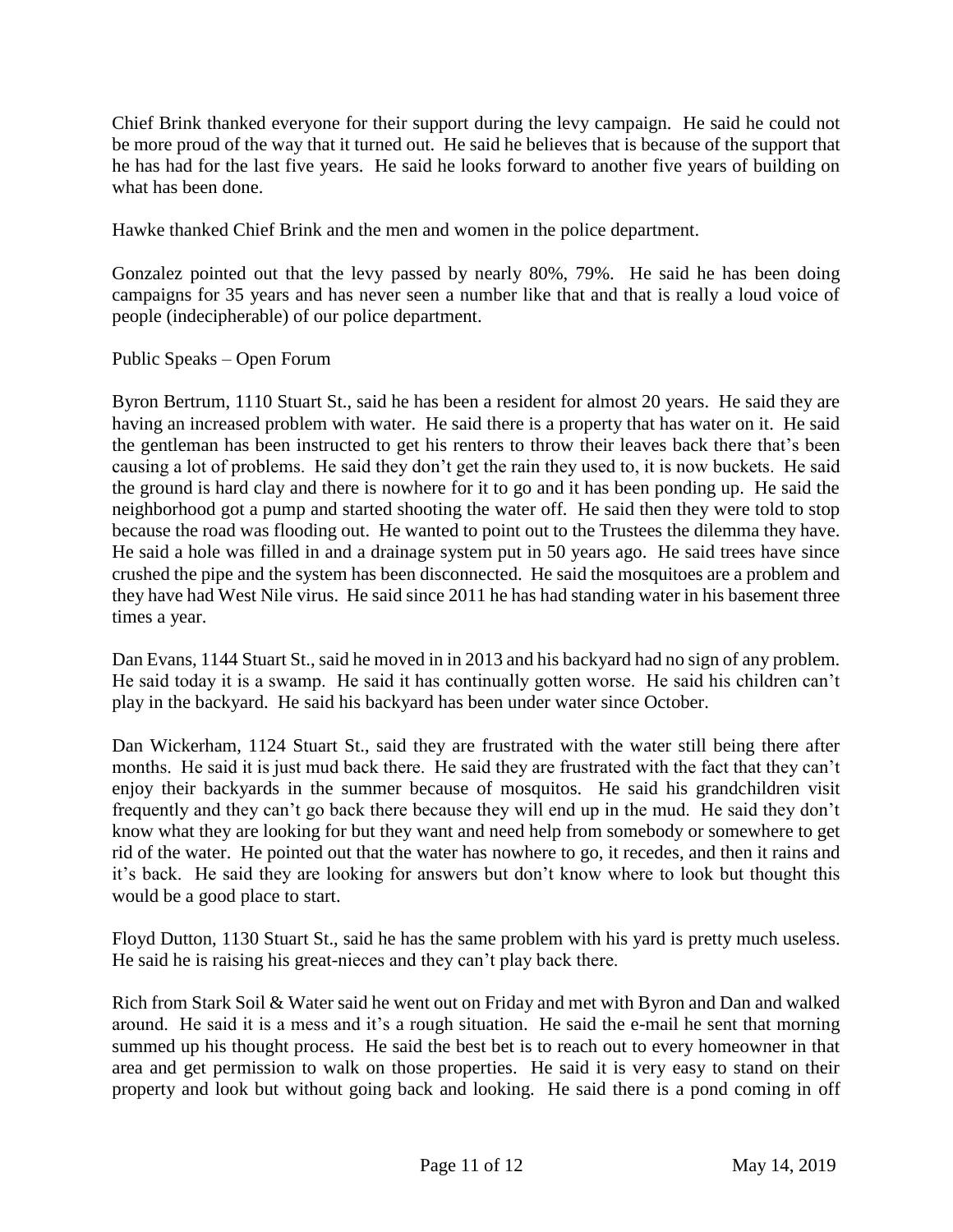Chief Brink thanked everyone for their support during the levy campaign. He said he could not be more proud of the way that it turned out. He said he believes that is because of the support that he has had for the last five years. He said he looks forward to another five years of building on what has been done.

Hawke thanked Chief Brink and the men and women in the police department.

Gonzalez pointed out that the levy passed by nearly 80%, 79%. He said he has been doing campaigns for 35 years and has never seen a number like that and that is really a loud voice of people (indecipherable) of our police department.

Public Speaks – Open Forum

Byron Bertrum, 1110 Stuart St., said he has been a resident for almost 20 years. He said they are having an increased problem with water. He said there is a property that has water on it. He said the gentleman has been instructed to get his renters to throw their leaves back there that's been causing a lot of problems. He said they don't get the rain they used to, it is now buckets. He said the ground is hard clay and there is nowhere for it to go and it has been ponding up. He said the neighborhood got a pump and started shooting the water off. He said then they were told to stop because the road was flooding out. He wanted to point out to the Trustees the dilemma they have. He said a hole was filled in and a drainage system put in 50 years ago. He said trees have since crushed the pipe and the system has been disconnected. He said the mosquitoes are a problem and they have had West Nile virus. He said since 2011 he has had standing water in his basement three times a year.

Dan Evans, 1144 Stuart St., said he moved in in 2013 and his backyard had no sign of any problem. He said today it is a swamp. He said it has continually gotten worse. He said his children can't play in the backyard. He said his backyard has been under water since October.

Dan Wickerham, 1124 Stuart St., said they are frustrated with the water still being there after months. He said it is just mud back there. He said they are frustrated with the fact that they can't enjoy their backyards in the summer because of mosquitos. He said his grandchildren visit frequently and they can't go back there because they will end up in the mud. He said they don't know what they are looking for but they want and need help from somebody or somewhere to get rid of the water. He pointed out that the water has nowhere to go, it recedes, and then it rains and it's back. He said they are looking for answers but don't know where to look but thought this would be a good place to start.

Floyd Dutton, 1130 Stuart St., said he has the same problem with his yard is pretty much useless. He said he is raising his great-nieces and they can't play back there.

Rich from Stark Soil & Water said he went out on Friday and met with Byron and Dan and walked around. He said it is a mess and it's a rough situation. He said the e-mail he sent that morning summed up his thought process. He said the best bet is to reach out to every homeowner in that area and get permission to walk on those properties. He said it is very easy to stand on their property and look but without going back and looking. He said there is a pond coming in off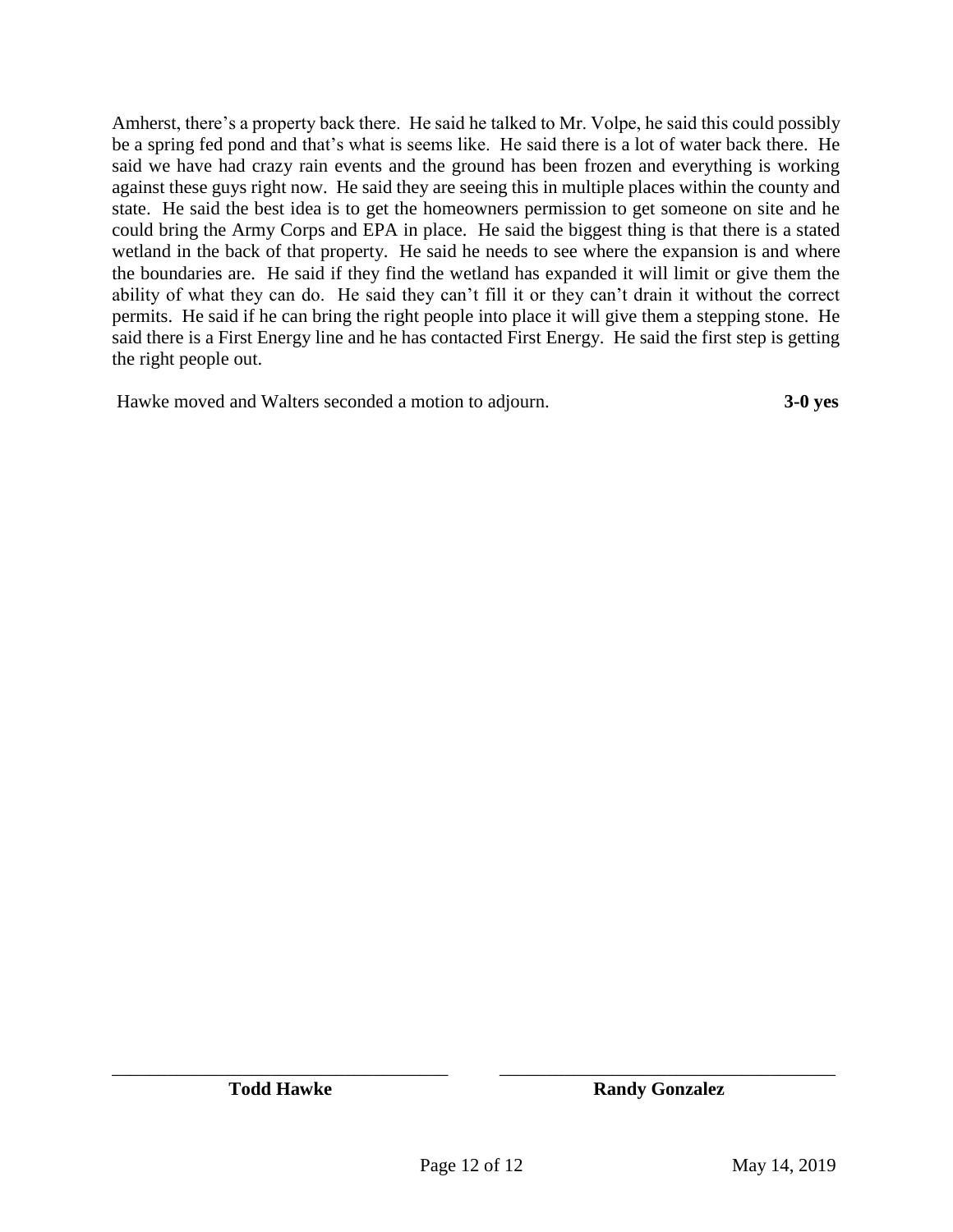Amherst, there's a property back there. He said he talked to Mr. Volpe, he said this could possibly be a spring fed pond and that's what is seems like. He said there is a lot of water back there. He said we have had crazy rain events and the ground has been frozen and everything is working against these guys right now. He said they are seeing this in multiple places within the county and state. He said the best idea is to get the homeowners permission to get someone on site and he could bring the Army Corps and EPA in place. He said the biggest thing is that there is a stated wetland in the back of that property. He said he needs to see where the expansion is and where the boundaries are. He said if they find the wetland has expanded it will limit or give them the ability of what they can do. He said they can't fill it or they can't drain it without the correct permits. He said if he can bring the right people into place it will give them a stepping stone. He said there is a First Energy line and he has contacted First Energy. He said the first step is getting the right people out.

Hawke moved and Walters seconded a motion to adjourn. **3-0 yes**

\_\_\_\_\_\_\_\_\_\_\_\_\_\_\_\_\_\_\_\_\_\_\_\_\_\_\_\_\_\_\_\_\_\_\_\_\_\_
**Todd Hawke**

\_\_\_\_\_\_\_\_\_\_\_\_\_\_\_\_\_\_\_\_\_\_\_\_\_\_\_\_\_\_\_\_\_\_\_\_\_\_
**Randy Gonzalez**